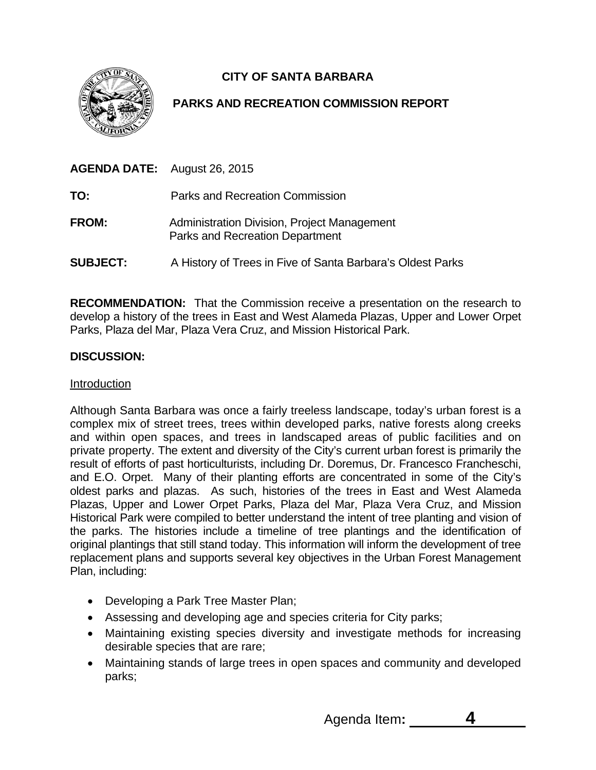# CITY OF SANTA BARBARA

## PARKS AND RECREATION COMMISSION REPORT

**AGENDA DATE:** August 26, 2015

**TO:** Parks and Recreation Commission

**FROM:** Administration Division, Project Management
Parks and Recreation Department

**SUBJECT:** A History of Trees in Five of Santa Barbara's Oldest Parks

**RECOMMENDATION:** That the Commission receive a presentation on the research to develop a history of the trees in East and West Alameda Plazas, Upper and Lower Orpet Parks, Plaza del Mar, Plaza Vera Cruz, and Mission Historical Park.

**DISCUSSION:**

Introduction

Although Santa Barbara was once a fairly treeless landscape, today's urban forest is a complex mix of street trees, trees within developed parks, native forests along creeks and within open spaces, and trees in landscaped areas of public facilities and on private property. The extent and diversity of the City's current urban forest is primarily the result of efforts of past horticulturists, including Dr. Doremus, Dr. Francesco Franceschi, and E.O. Orpet. Many of their planting efforts are concentrated in some of the City's oldest parks and plazas. As such, histories of the trees in East and West Alameda Plazas, Upper and Lower Orpet Parks, Plaza del Mar, Plaza Vera Cruz, and Mission Historical Park were compiled to better understand the intent of tree planting and vision of the parks. The histories include a timeline of tree plantings and the identification of original plantings that still stand today. This information will inform the development of tree replacement plans and supports several key objectives in the Urban Forest Management Plan, including:

- Developing a Park Tree Master Plan;
- Assessing and developing age and species criteria for City parks;
- Maintaining existing species diversity and investigate methods for increasing desirable species that are rare;
- Maintaining stands of large trees in open spaces and community and developed parks;

Agenda Item: 4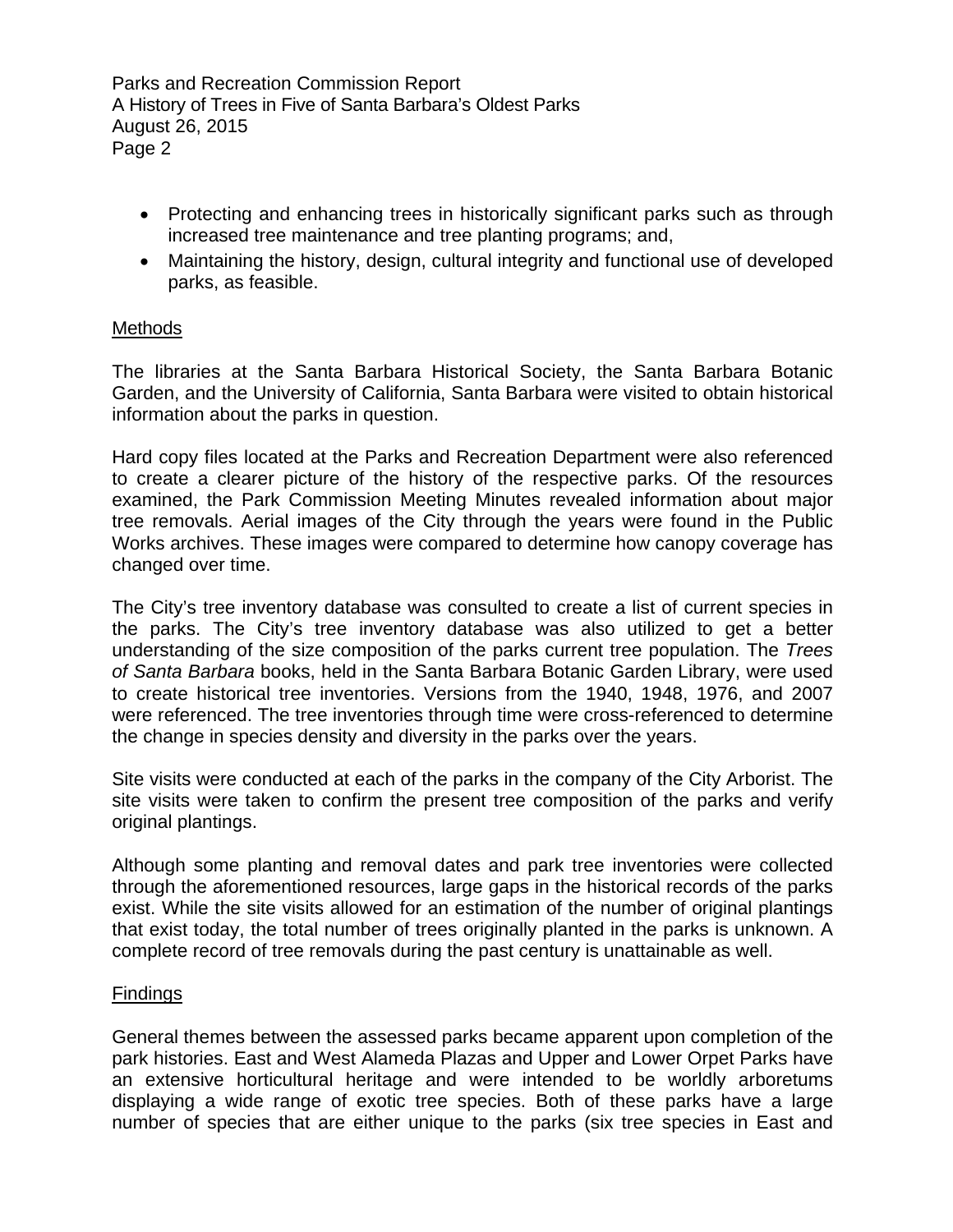- Protecting and enhancing trees in historically significant parks such as through increased tree maintenance and tree planting programs; and,
- Maintaining the history, design, cultural integrity and functional use of developed parks, as feasible.

## Methods

The libraries at the Santa Barbara Historical Society, the Santa Barbara Botanic Garden, and the University of California, Santa Barbara were visited to obtain historical information about the parks in question.

Hard copy files located at the Parks and Recreation Department were also referenced to create a clearer picture of the history of the respective parks. Of the resources examined, the Park Commission Meeting Minutes revealed information about major tree removals. Aerial images of the City through the years were found in the Public Works archives. These images were compared to determine how canopy coverage has changed over time.

The City's tree inventory database was consulted to create a list of current species in the parks. The City's tree inventory database was also utilized to get a better understanding of the size composition of the parks current tree population. The *Trees of Santa Barbara* books, held in the Santa Barbara Botanic Garden Library, were used to create historical tree inventories. Versions from the 1940, 1948, 1976, and 2007 were referenced. The tree inventories through time were cross-referenced to determine the change in species density and diversity in the parks over the years.

Site visits were conducted at each of the parks in the company of the City Arborist. The site visits were taken to confirm the present tree composition of the parks and verify original plantings.

Although some planting and removal dates and park tree inventories were collected through the aforementioned resources, large gaps in the historical records of the parks exist. While the site visits allowed for an estimation of the number of original plantings that exist today, the total number of trees originally planted in the parks is unknown. A complete record of tree removals during the past century is unattainable as well.

## Findings

General themes between the assessed parks became apparent upon completion of the park histories. East and West Alameda Plazas and Upper and Lower Orpet Parks have an extensive horticultural heritage and were intended to be worldly arboretums displaying a wide range of exotic tree species. Both of these parks have a large number of species that are either unique to the parks (six tree species in East and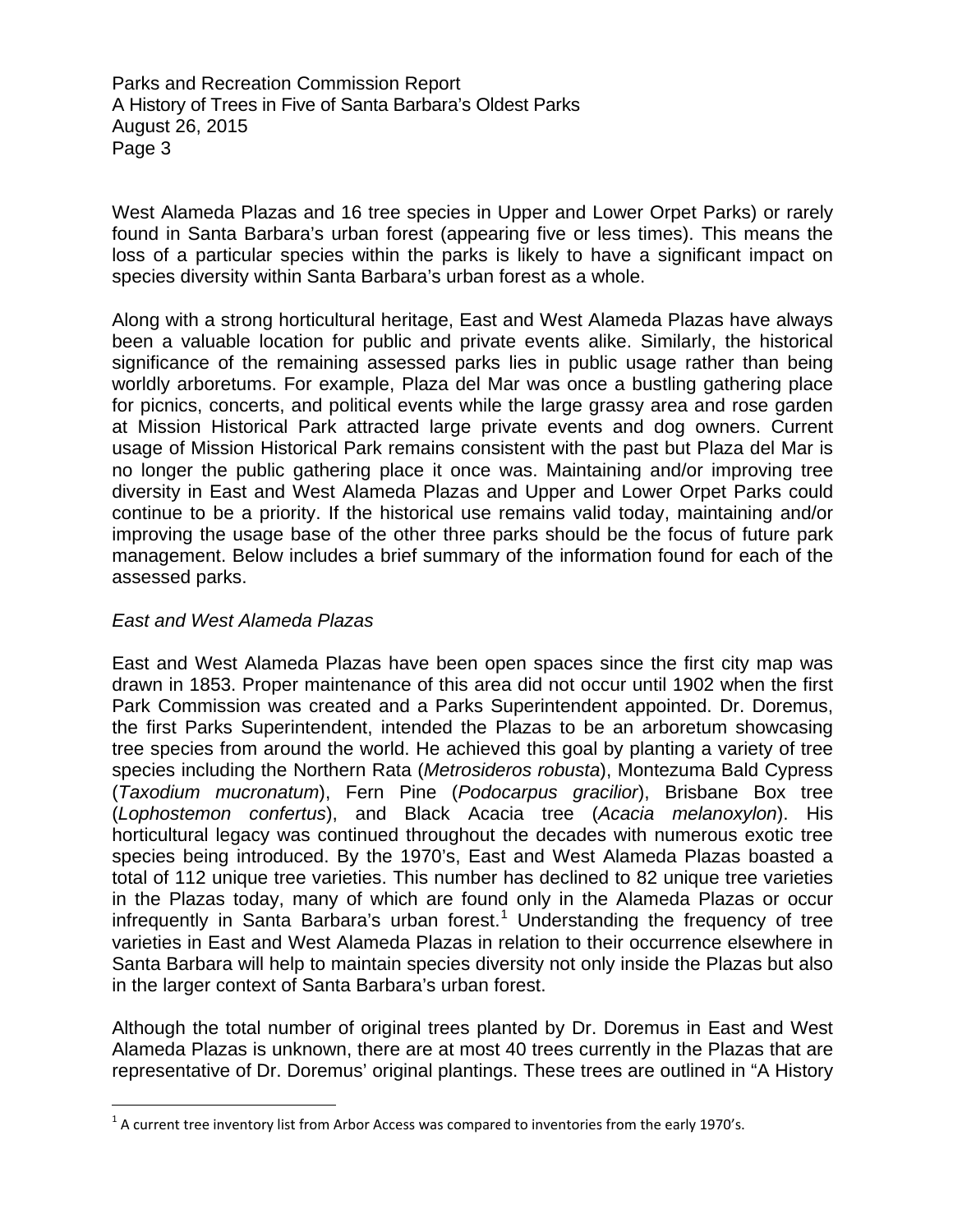West Alameda Plazas and 16 tree species in Upper and Lower Orpet Parks) or rarely found in Santa Barbara's urban forest (appearing five or less times). This means the loss of a particular species within the parks is likely to have a significant impact on species diversity within Santa Barbara's urban forest as a whole.

Along with a strong horticultural heritage, East and West Alameda Plazas have always been a valuable location for public and private events alike. Similarly, the historical significance of the remaining assessed parks lies in public usage rather than being worldly arboretums. For example, Plaza del Mar was once a bustling gathering place for picnics, concerts, and political events while the large grassy area and rose garden at Mission Historical Park attracted large private events and dog owners. Current usage of Mission Historical Park remains consistent with the past but Plaza del Mar is no longer the public gathering place it once was. Maintaining and/or improving tree diversity in East and West Alameda Plazas and Upper and Lower Orpet Parks could continue to be a priority. If the historical use remains valid today, maintaining and/or improving the usage base of the other three parks should be the focus of future park management. Below includes a brief summary of the information found for each of the assessed parks.

*East and West Alameda Plazas*

East and West Alameda Plazas have been open spaces since the first city map was drawn in 1853. Proper maintenance of this area did not occur until 1902 when the first Park Commission was created and a Parks Superintendent appointed. Dr. Doremus, the first Parks Superintendent, intended the Plazas to be an arboretum showcasing tree species from around the world. He achieved this goal by planting a variety of tree species including the Northern Rata (*Metrosideros robusta*), Montezuma Bald Cypress (*Taxodium mucronatum*), Fern Pine (*Podocarpus gracilior*), Brisbane Box tree (*Lophostemon confertus*), and Black Acacia tree (*Acacia melanoxylon*). His horticultural legacy was continued throughout the decades with numerous exotic tree species being introduced. By the 1970's, East and West Alameda Plazas boasted a total of 112 unique tree varieties. This number has declined to 82 unique tree varieties in the Plazas today, many of which are found only in the Alameda Plazas or occur infrequently in Santa Barbara's urban forest.[1] Understanding the frequency of tree varieties in East and West Alameda Plazas in relation to their occurrence elsewhere in Santa Barbara will help to maintain species diversity not only inside the Plazas but also in the larger context of Santa Barbara's urban forest.

Although the total number of original trees planted by Dr. Doremus in East and West Alameda Plazas is unknown, there are at most 40 trees currently in the Plazas that are representative of Dr. Doremus' original plantings. These trees are outlined in "A History

[1] A current tree inventory list from Arbor Access was compared to inventories from the early 1970's.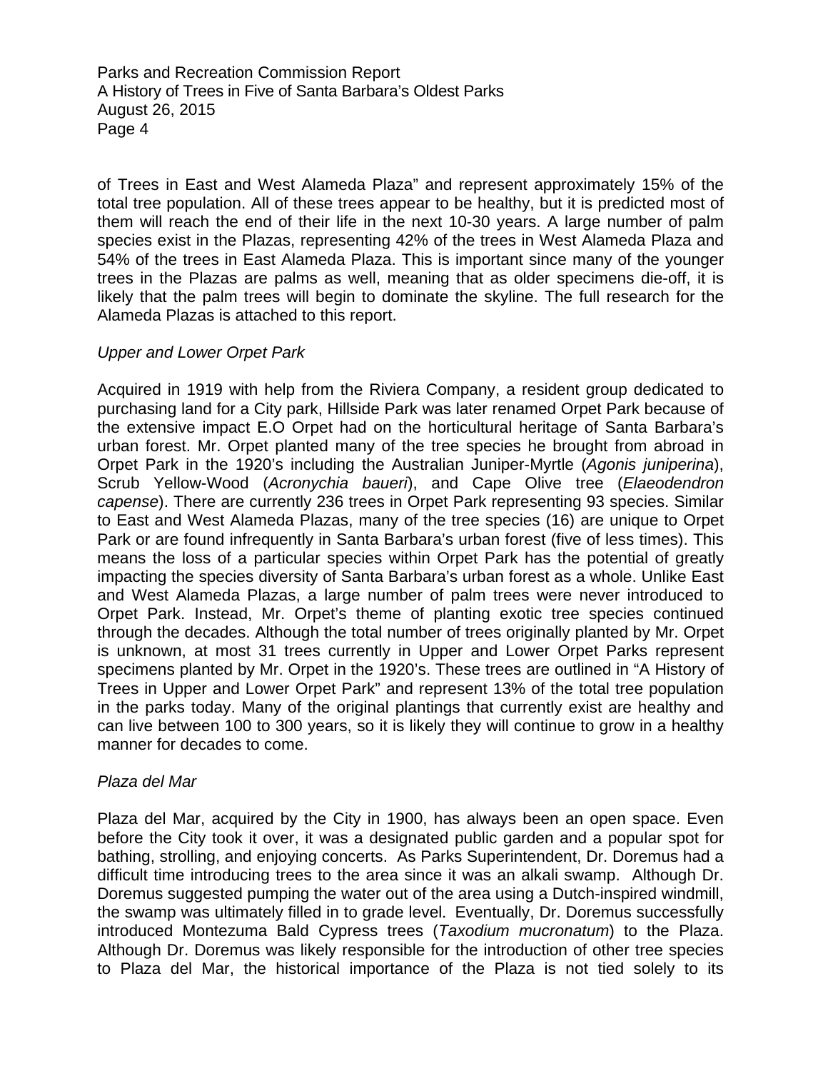of Trees in East and West Alameda Plaza" and represent approximately 15% of the total tree population. All of these trees appear to be healthy, but it is predicted most of them will reach the end of their life in the next 10-30 years. A large number of palm species exist in the Plazas, representing 42% of the trees in West Alameda Plaza and 54% of the trees in East Alameda Plaza. This is important since many of the younger trees in the Plazas are palms as well, meaning that as older specimens die-off, it is likely that the palm trees will begin to dominate the skyline. The full research for the Alameda Plazas is attached to this report.

*Upper and Lower Orpet Park*

Acquired in 1919 with help from the Riviera Company, a resident group dedicated to purchasing land for a City park, Hillside Park was later renamed Orpet Park because of the extensive impact E.O Orpet had on the horticultural heritage of Santa Barbara's urban forest. Mr. Orpet planted many of the tree species he brought from abroad in Orpet Park in the 1920's including the Australian Juniper-Myrtle (*Agonis juniperina*), Scrub Yellow-Wood (*Acronychia baueri*), and Cape Olive tree (*Elaeodendron capense*). There are currently 236 trees in Orpet Park representing 93 species. Similar to East and West Alameda Plazas, many of the tree species (16) are unique to Orpet Park or are found infrequently in Santa Barbara's urban forest (five of less times). This means the loss of a particular species within Orpet Park has the potential of greatly impacting the species diversity of Santa Barbara's urban forest as a whole. Unlike East and West Alameda Plazas, a large number of palm trees were never introduced to Orpet Park. Instead, Mr. Orpet's theme of planting exotic tree species continued through the decades. Although the total number of trees originally planted by Mr. Orpet is unknown, at most 31 trees currently in Upper and Lower Orpet Parks represent specimens planted by Mr. Orpet in the 1920's. These trees are outlined in "A History of Trees in Upper and Lower Orpet Park" and represent 13% of the total tree population in the parks today. Many of the original plantings that currently exist are healthy and can live between 100 to 300 years, so it is likely they will continue to grow in a healthy manner for decades to come.

*Plaza del Mar*

Plaza del Mar, acquired by the City in 1900, has always been an open space. Even before the City took it over, it was a designated public garden and a popular spot for bathing, strolling, and enjoying concerts. As Parks Superintendent, Dr. Doremus had a difficult time introducing trees to the area since it was an alkali swamp. Although Dr. Doremus suggested pumping the water out of the area using a Dutch-inspired windmill, the swamp was ultimately filled in to grade level. Eventually, Dr. Doremus successfully introduced Montezuma Bald Cypress trees (*Taxodium mucronatum*) to the Plaza. Although Dr. Doremus was likely responsible for the introduction of other tree species to Plaza del Mar, the historical importance of the Plaza is not tied solely to its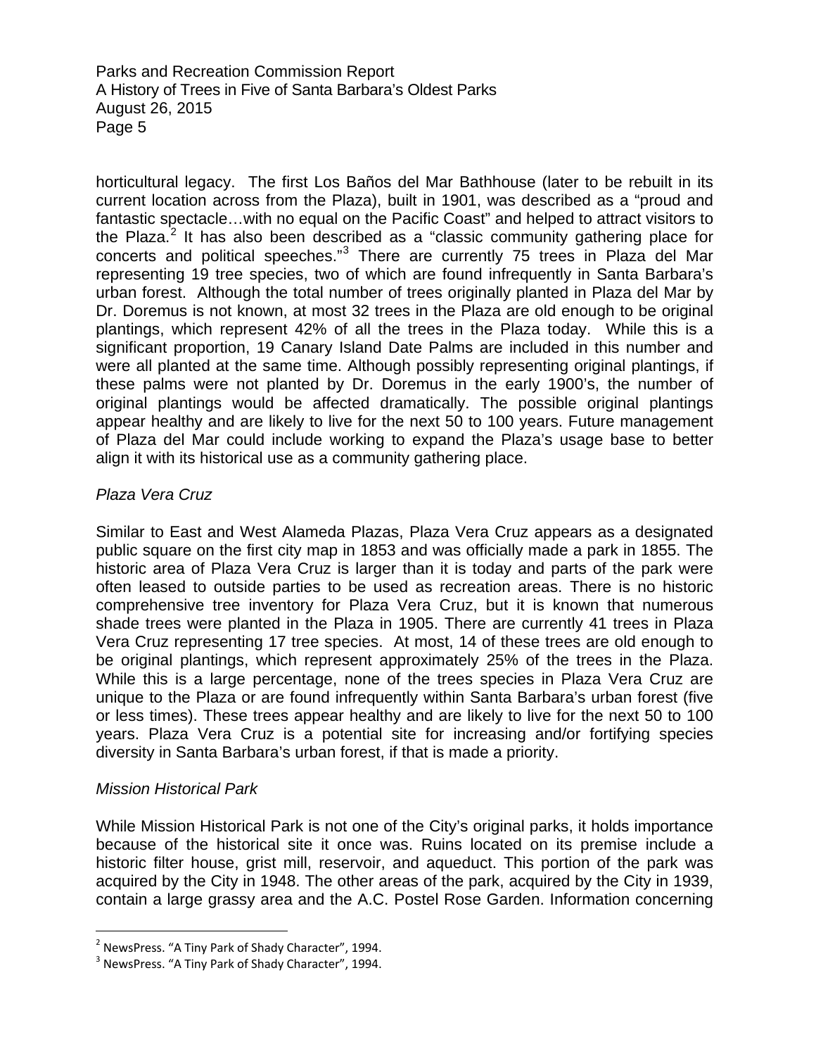horticultural legacy. The first Los Baños del Mar Bathhouse (later to be rebuilt in its current location across from the Plaza), built in 1901, was described as a "proud and fantastic spectacle…with no equal on the Pacific Coast" and helped to attract visitors to the Plaza.[2] It has also been described as a "classic community gathering place for concerts and political speeches."[3] There are currently 75 trees in Plaza del Mar representing 19 tree species, two of which are found infrequently in Santa Barbara's urban forest. Although the total number of trees originally planted in Plaza del Mar by Dr. Doremus is not known, at most 32 trees in the Plaza are old enough to be original plantings, which represent 42% of all the trees in the Plaza today. While this is a significant proportion, 19 Canary Island Date Palms are included in this number and were all planted at the same time. Although possibly representing original plantings, if these palms were not planted by Dr. Doremus in the early 1900's, the number of original plantings would be affected dramatically. The possible original plantings appear healthy and are likely to live for the next 50 to 100 years. Future management of Plaza del Mar could include working to expand the Plaza's usage base to better align it with its historical use as a community gathering place.

*Plaza Vera Cruz*

Similar to East and West Alameda Plazas, Plaza Vera Cruz appears as a designated public square on the first city map in 1853 and was officially made a park in 1855. The historic area of Plaza Vera Cruz is larger than it is today and parts of the park were often leased to outside parties to be used as recreation areas. There is no historic comprehensive tree inventory for Plaza Vera Cruz, but it is known that numerous shade trees were planted in the Plaza in 1905. There are currently 41 trees in Plaza Vera Cruz representing 17 tree species. At most, 14 of these trees are old enough to be original plantings, which represent approximately 25% of the trees in the Plaza. While this is a large percentage, none of the trees species in Plaza Vera Cruz are unique to the Plaza or are found infrequently within Santa Barbara's urban forest (five or less times). These trees appear healthy and are likely to live for the next 50 to 100 years. Plaza Vera Cruz is a potential site for increasing and/or fortifying species diversity in Santa Barbara's urban forest, if that is made a priority.

*Mission Historical Park*

While Mission Historical Park is not one of the City's original parks, it holds importance because of the historical site it once was. Ruins located on its premise include a historic filter house, grist mill, reservoir, and aqueduct. This portion of the park was acquired by the City in 1948. The other areas of the park, acquired by the City in 1939, contain a large grassy area and the A.C. Postel Rose Garden. Information concerning

[2] NewsPress. "A Tiny Park of Shady Character", 1994.
[3] NewsPress. "A Tiny Park of Shady Character", 1994.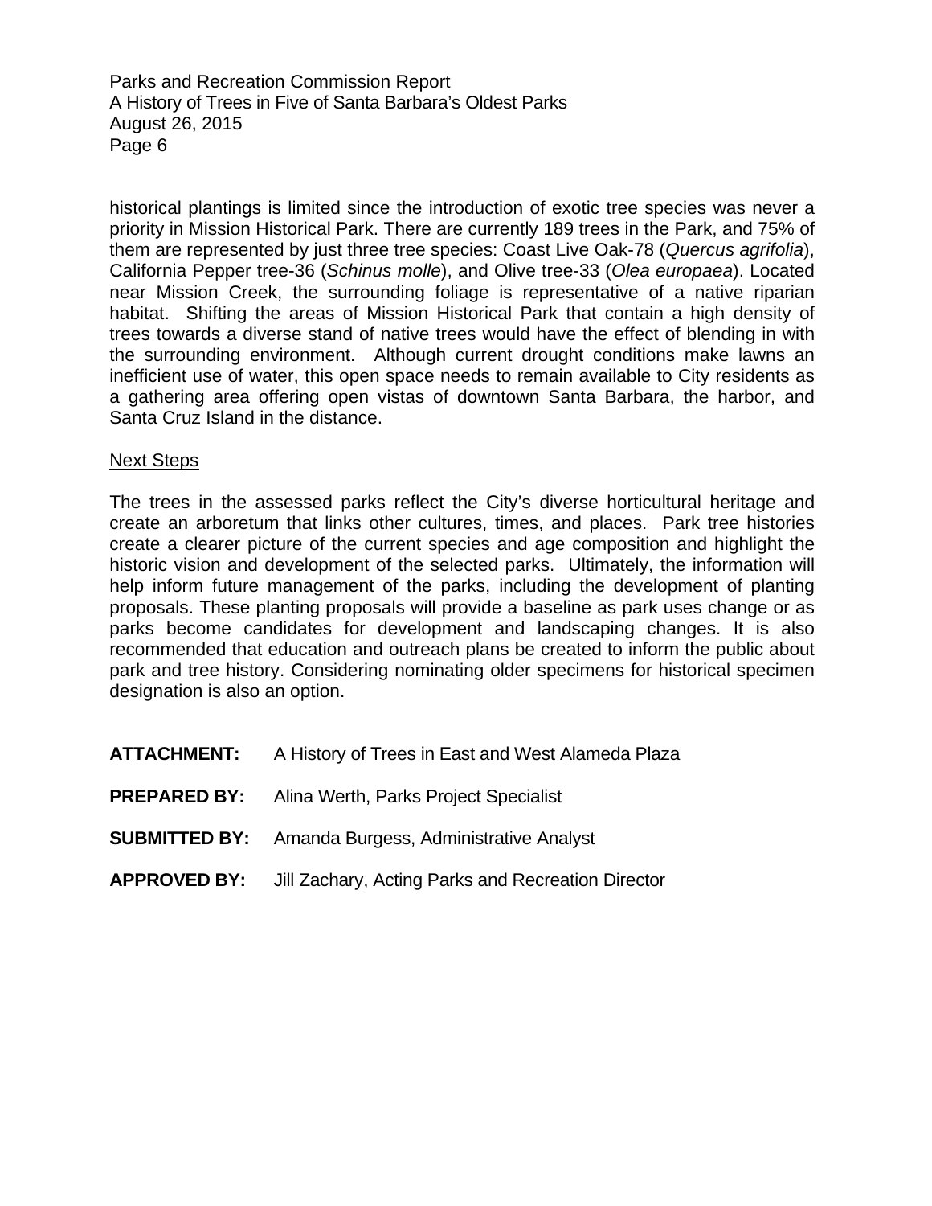historical plantings is limited since the introduction of exotic tree species was never a priority in Mission Historical Park. There are currently 189 trees in the Park, and 75% of them are represented by just three tree species: Coast Live Oak-78 (*Quercus agrifolia*), California Pepper tree-36 (*Schinus molle*), and Olive tree-33 (*Olea europaea*). Located near Mission Creek, the surrounding foliage is representative of a native riparian habitat. Shifting the areas of Mission Historical Park that contain a high density of trees towards a diverse stand of native trees would have the effect of blending in with the surrounding environment. Although current drought conditions make lawns an inefficient use of water, this open space needs to remain available to City residents as a gathering area offering open vistas of downtown Santa Barbara, the harbor, and Santa Cruz Island in the distance.

<u>Next Steps</u>

The trees in the assessed parks reflect the City's diverse horticultural heritage and create an arboretum that links other cultures, times, and places. Park tree histories create a clearer picture of the current species and age composition and highlight the historic vision and development of the selected parks. Ultimately, the information will help inform future management of the parks, including the development of planting proposals. These planting proposals will provide a baseline as park uses change or as parks become candidates for development and landscaping changes. It is also recommended that education and outreach plans be created to inform the public about park and tree history. Considering nominating older specimens for historical specimen designation is also an option.

**ATTACHMENT:** A History of Trees in East and West Alameda Plaza

**PREPARED BY:** Alina Werth, Parks Project Specialist

**SUBMITTED BY:** Amanda Burgess, Administrative Analyst

**APPROVED BY:** Jill Zachary, Acting Parks and Recreation Director